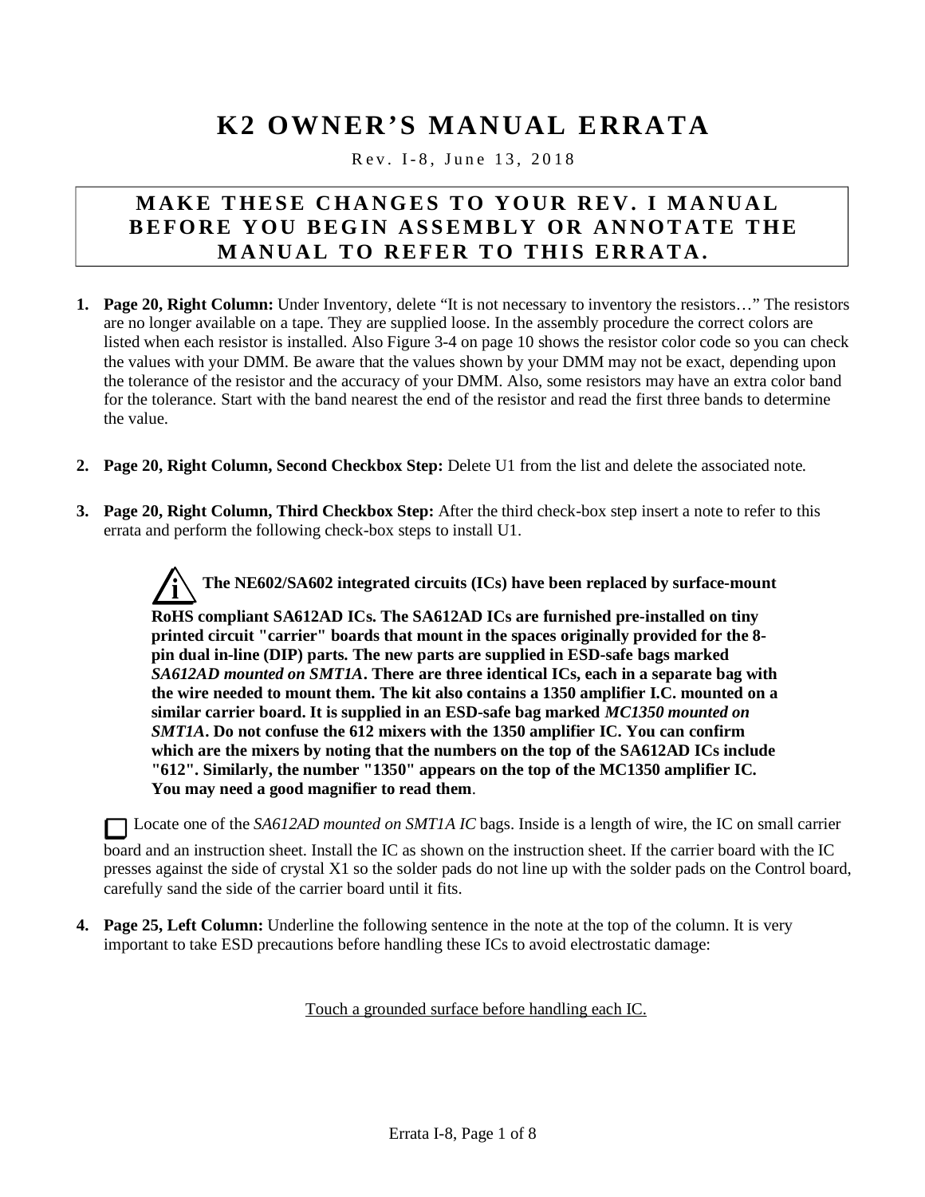# K2 OWNER'S MANUAL ERRATA

Rev. I-8, June 13, 2018

**MAKE THESE CHANGES TO YOUR REV. I MANUAL BEFORE YOU BEGIN ASSEMBLY OR ANNOTATE THE MANUAL TO REFER TO THIS ERRATA.**

1. **Page 20, Right Column:** Under Inventory, delete "It is not necessary to inventory the resistors…" The resistors are no longer available on a tape. They are supplied loose. In the assembly procedure the correct colors are listed when each resistor is installed. Also Figure 3-4 on page 10 shows the resistor color code so you can check the values with your DMM. Be aware that the values shown by your DMM may not be exact, depending upon the tolerance of the resistor and the accuracy of your DMM. Also, some resistors may have an extra color band for the tolerance. Start with the band nearest the end of the resistor and read the first three bands to determine the value.

2. **Page 20, Right Column, Second Checkbox Step:** Delete U1 from the list and delete the associated note.

3. **Page 20, Right Column, Third Checkbox Step:** After the third check-box step insert a note to refer to this errata and perform the following check-box steps to install U1.

   **The NE602/SA602 integrated circuits (ICs) have been replaced by surface-mount RoHS compliant SA612AD ICs. The SA612AD ICs are furnished pre-installed on tiny printed circuit "carrier" boards that mount in the spaces originally provided for the 8-pin dual in-line (DIP) parts. The new parts are supplied in ESD-safe bags marked *SA612AD mounted on SMT1A*. There are three identical ICs, each in a separate bag with the wire needed to mount them. The kit also contains a 1350 amplifier I.C. mounted on a similar carrier board. It is supplied in an ESD-safe bag marked *MC1350 mounted on SMT1A*. Do not confuse the 612 mixers with the 1350 amplifier IC. You can confirm which are the mixers by noting that the numbers on the top of the SA612AD ICs include "612". Similarly, the number "1350" appears on the top of the MC1350 amplifier IC. You may need a good magnifier to read them**.

   ☐ Locate one of the *SA612AD mounted on SMT1A IC* bags. Inside is a length of wire, the IC on small carrier board and an instruction sheet. Install the IC as shown on the instruction sheet. If the carrier board with the IC presses against the side of crystal X1 so the solder pads do not line up with the solder pads on the Control board, carefully sand the side of the carrier board until it fits.

4. **Page 25, Left Column:** Underline the following sentence in the note at the top of the column. It is very important to take ESD precautions before handling these ICs to avoid electrostatic damage:

   <u>Touch a grounded surface before handling each IC.</u>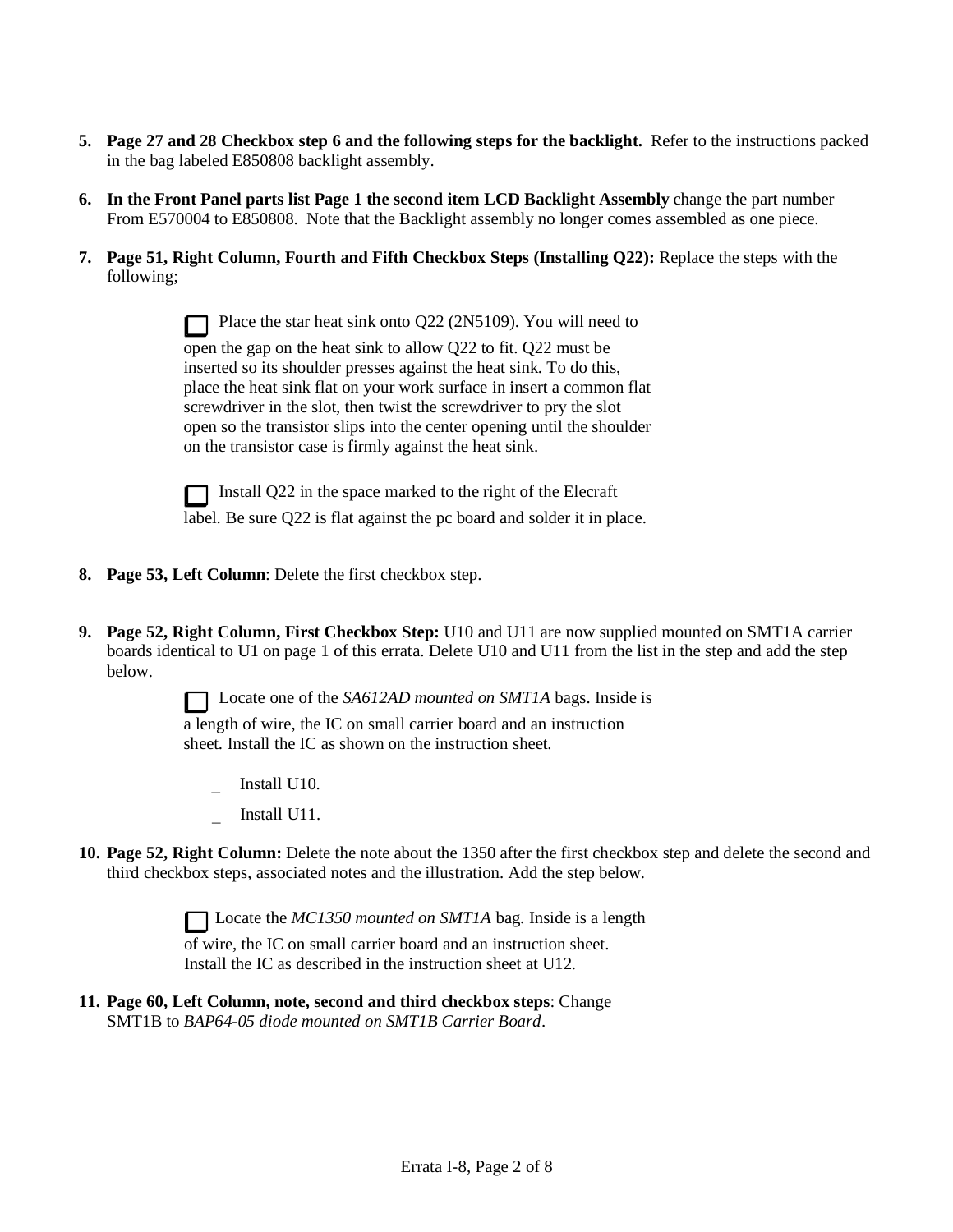5. **Page 27 and 28 Checkbox step 6 and the following steps for the backlight.** Refer to the instructions packed in the bag labeled E850808 backlight assembly.

6. **In the Front Panel parts list Page 1 the second item LCD Backlight Assembly** change the part number From E570004 to E850808. Note that the Backlight assembly no longer comes assembled as one piece.

7. **Page 51, Right Column, Fourth and Fifth Checkbox Steps (Installing Q22):** Replace the steps with the following;

   ☐ Place the star heat sink onto Q22 (2N5109). You will need to open the gap on the heat sink to allow Q22 to fit. Q22 must be inserted so its shoulder presses against the heat sink. To do this, place the heat sink flat on your work surface in insert a common flat screwdriver in the slot, then twist the screwdriver to pry the slot open so the transistor slips into the center opening until the shoulder on the transistor case is firmly against the heat sink.

   ☐ Install Q22 in the space marked to the right of the Elecraft label. Be sure Q22 is flat against the pc board and solder it in place.

8. **Page 53, Left Column**: Delete the first checkbox step.

9. **Page 52, Right Column, First Checkbox Step:** U10 and U11 are now supplied mounted on SMT1A carrier boards identical to U1 on page 1 of this errata. Delete U10 and U11 from the list in the step and add the step below.

   ☐ Locate one of the *SA612AD mounted on SMT1A* bags. Inside is a length of wire, the IC on small carrier board and an instruction sheet. Install the IC as shown on the instruction sheet.

   _ Install U10.

   _ Install U11.

10. **Page 52, Right Column:** Delete the note about the 1350 after the first checkbox step and delete the second and third checkbox steps, associated notes and the illustration. Add the step below.

    ☐ Locate the *MC1350 mounted on SMT1A* bag. Inside is a length of wire, the IC on small carrier board and an instruction sheet. Install the IC as described in the instruction sheet at U12.

11. **Page 60, Left Column, note, second and third checkbox steps**: Change SMT1B to *BAP64-05 diode mounted on SMT1B Carrier Board*.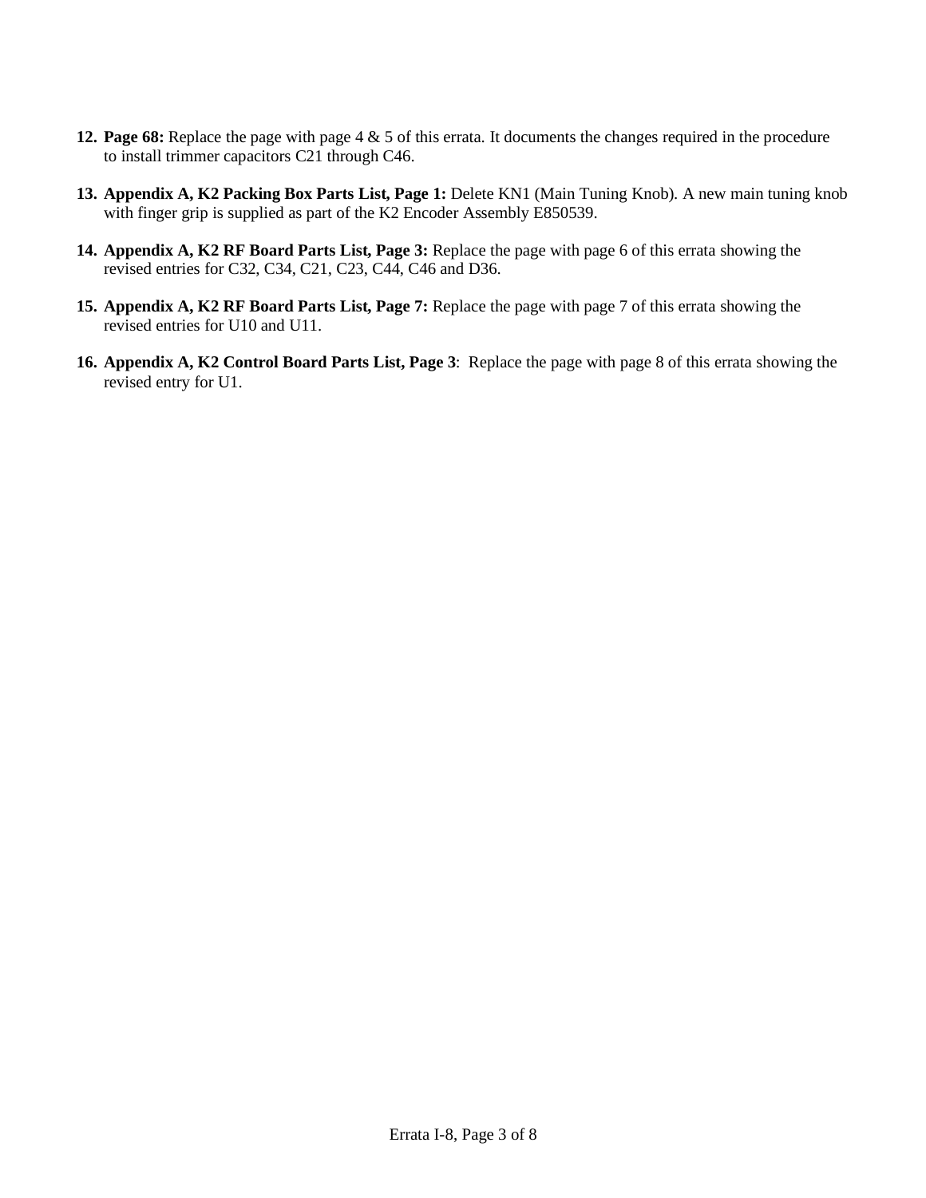12. **Page 68:** Replace the page with page 4 & 5 of this errata. It documents the changes required in the procedure to install trimmer capacitors C21 through C46.

13. **Appendix A, K2 Packing Box Parts List, Page 1:** Delete KN1 (Main Tuning Knob). A new main tuning knob with finger grip is supplied as part of the K2 Encoder Assembly E850539.

14. **Appendix A, K2 RF Board Parts List, Page 3:** Replace the page with page 6 of this errata showing the revised entries for C32, C34, C21, C23, C44, C46 and D36.

15. **Appendix A, K2 RF Board Parts List, Page 7:** Replace the page with page 7 of this errata showing the revised entries for U10 and U11.

16. **Appendix A, K2 Control Board Parts List, Page 3**: Replace the page with page 8 of this errata showing the revised entry for U1.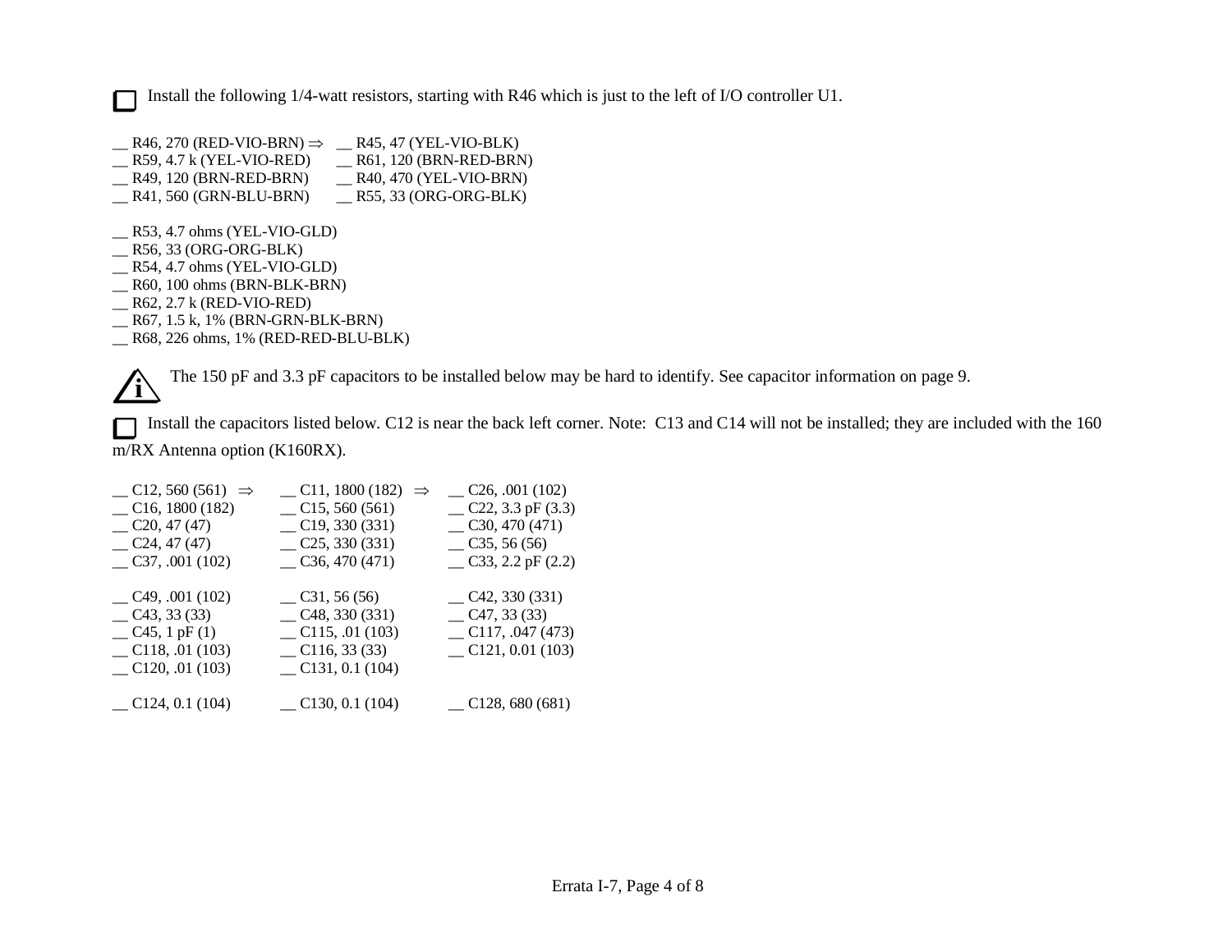☐ Install the following 1/4-watt resistors, starting with R46 which is just to the left of I/O controller U1.

| | |
|---|---|
| __ R46, 270 (RED-VIO-BRN) ⇒ | __ R45, 47 (YEL-VIO-BLK) |
| __ R59, 4.7 k (YEL-VIO-RED) | __ R61, 120 (BRN-RED-BRN) |
| __ R49, 120 (BRN-RED-BRN) | __ R40, 470 (YEL-VIO-BRN) |
| __ R41, 560 (GRN-BLU-BRN) | __ R55, 33 (ORG-ORG-BLK) |

__ R53, 4.7 ohms (YEL-VIO-GLD)
__ R56, 33 (ORG-ORG-BLK)
__ R54, 4.7 ohms (YEL-VIO-GLD)
__ R60, 100 ohms (BRN-BLK-BRN)
__ R62, 2.7 k (RED-VIO-RED)
__ R67, 1.5 k, 1% (BRN-GRN-BLK-BRN)
__ R68, 226 ohms, 1% (RED-RED-BLU-BLK)

ⓘ The 150 pF and 3.3 pF capacitors to be installed below may be hard to identify. See capacitor information on page 9.

☐ Install the capacitors listed below. C12 is near the back left corner. Note: C13 and C14 will not be installed; they are included with the 160 m/RX Antenna option (K160RX).

| | | |
|---|---|---|
| __ C12, 560 (561) ⇒ | __ C11, 1800 (182) ⇒ | __ C26, .001 (102) |
| __ C16, 1800 (182) | __ C15, 560 (561) | __ C22, 3.3 pF (3.3) |
| __ C20, 47 (47) | __ C19, 330 (331) | __ C30, 470 (471) |
| __ C24, 47 (47) | __ C25, 330 (331) | __ C35, 56 (56) |
| __ C37, .001 (102) | __ C36, 470 (471) | __ C33, 2.2 pF (2.2) |
| __ C49, .001 (102) | __ C31, 56 (56) | __ C42, 330 (331) |
| __ C43, 33 (33) | __ C48, 330 (331) | __ C47, 33 (33) |
| __ C45, 1 pF (1) | __ C115, .01 (103) | __ C117, .047 (473) |
| __ C118, .01 (103) | __ C116, 33 (33) | __ C121, 0.01 (103) |
| __ C120, .01 (103) | __ C131, 0.1 (104) | |
| __ C124, 0.1 (104) | __ C130, 0.1 (104) | __ C128, 680 (681) |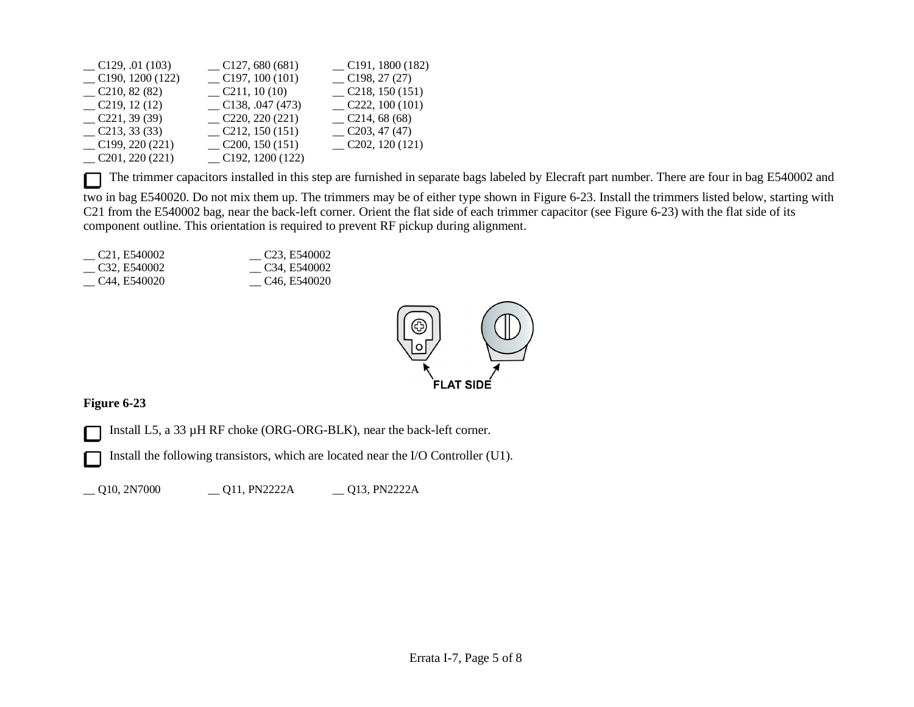__ C129, .01 (103)      __ C127, 680 (681)      __ C191, 1800 (182)
__ C190, 1200 (122)      __ C197, 100 (101)      __ C198, 27 (27)
__ C210, 82 (82)      __ C211, 10 (10)      __ C218, 150 (151)
__ C219, 12 (12)      __ C138, .047 (473)      __ C222, 100 (101)
__ C221, 39 (39)      __ C220, 220 (221)      __ C214, 68 (68)
__ C213, 33 (33)      __ C212, 150 (151)      __ C203, 47 (47)
__ C199, 220 (221)      __ C200, 150 (151)      __ C202, 120 (121)
__ C201, 220 (221)      __ C192, 1200 (122)

☐ The trimmer capacitors installed in this step are furnished in separate bags labeled by Elecraft part number. There are four in bag E540002 and two in bag E540020. Do not mix them up. The trimmers may be of either type shown in Figure 6-23. Install the trimmers listed below, starting with C21 from the E540002 bag, near the back-left corner. Orient the flat side of each trimmer capacitor (see Figure 6-23) with the flat side of its component outline. This orientation is required to prevent RF pickup during alignment.

__ C21, E540002      __ C23, E540002
__ C32, E540002      __ C34, E540002
__ C44, E540020      __ C46, E540020

FLAT SIDE

**Figure 6-23**

☐ Install L5, a 33 µH RF choke (ORG-ORG-BLK), near the back-left corner.

☐ Install the following transistors, which are located near the I/O Controller (U1).

__ Q10, 2N7000      __ Q11, PN2222A      __ Q13, PN2222A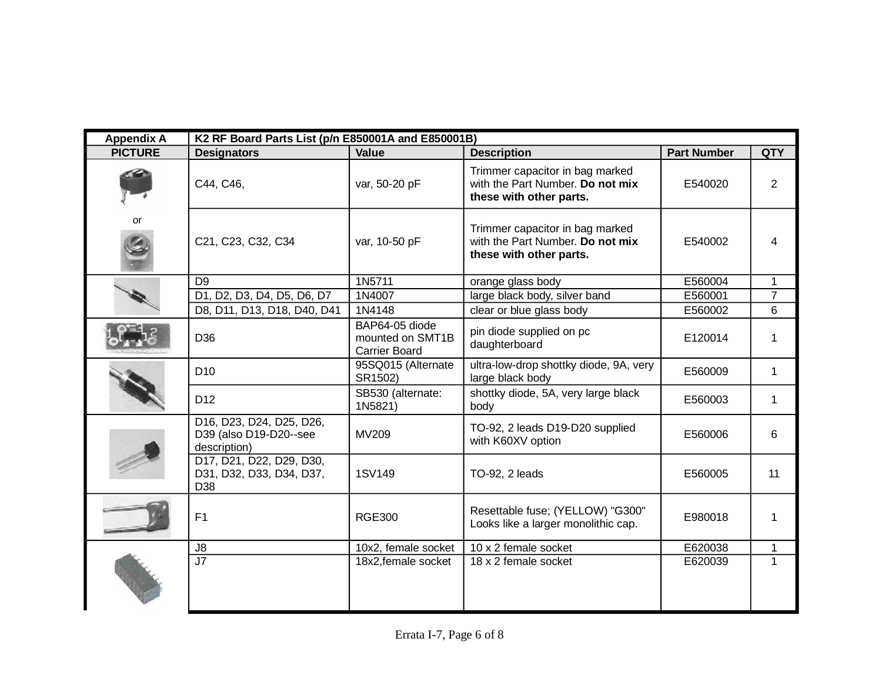| Appendix A | K2 RF Board Parts List (p/n E850001A and E850001B) | | | | |
|---|---|---|---|---|---|
| PICTURE | Designators | Value | Description | Part Number | QTY |
| | C44, C46, | var, 50-20 pF | Trimmer capacitor in bag marked with the Part Number. **Do not mix these with other parts.** | E540020 | 2 |
| or | C21, C23, C32, C34 | var, 10-50 pF | Trimmer capacitor in bag marked with the Part Number. **Do not mix these with other parts.** | E540002 | 4 |
| | D9 | 1N5711 | orange glass body | E560004 | 1 |
| | D1, D2, D3, D4, D5, D6, D7 | 1N4007 | large black body, silver band | E560001 | 7 |
| | D8, D11, D13, D18, D40, D41 | 1N4148 | clear or blue glass body | E560002 | 6 |
| | D36 | BAP64-05 diode mounted on SMT1B Carrier Board | pin diode supplied on pc daughterboard | E120014 | 1 |
| | D10 | 95SQ015 (Alternate SR1502) | ultra-low-drop shottky diode, 9A, very large black body | E560009 | 1 |
| | D12 | SB530 (alternate: 1N5821) | shottky diode, 5A, very large black body | E560003 | 1 |
| | D16, D23, D24, D25, D26, D39 (also D19-D20--see description) | MV209 | TO-92, 2 leads D19-D20 supplied with K60XV option | E560006 | 6 |
| | D17, D21, D22, D29, D30, D31, D32, D33, D34, D37, D38 | 1SV149 | TO-92, 2 leads | E560005 | 11 |
| | F1 | RGE300 | Resettable fuse; (YELLOW) "G300" Looks like a larger monolithic cap. | E980018 | 1 |
| | J8 | 10x2, female socket | 10 x 2 female socket | E620038 | 1 |
| | J7 | 18x2,female socket | 18 x 2 female socket | E620039 | 1 |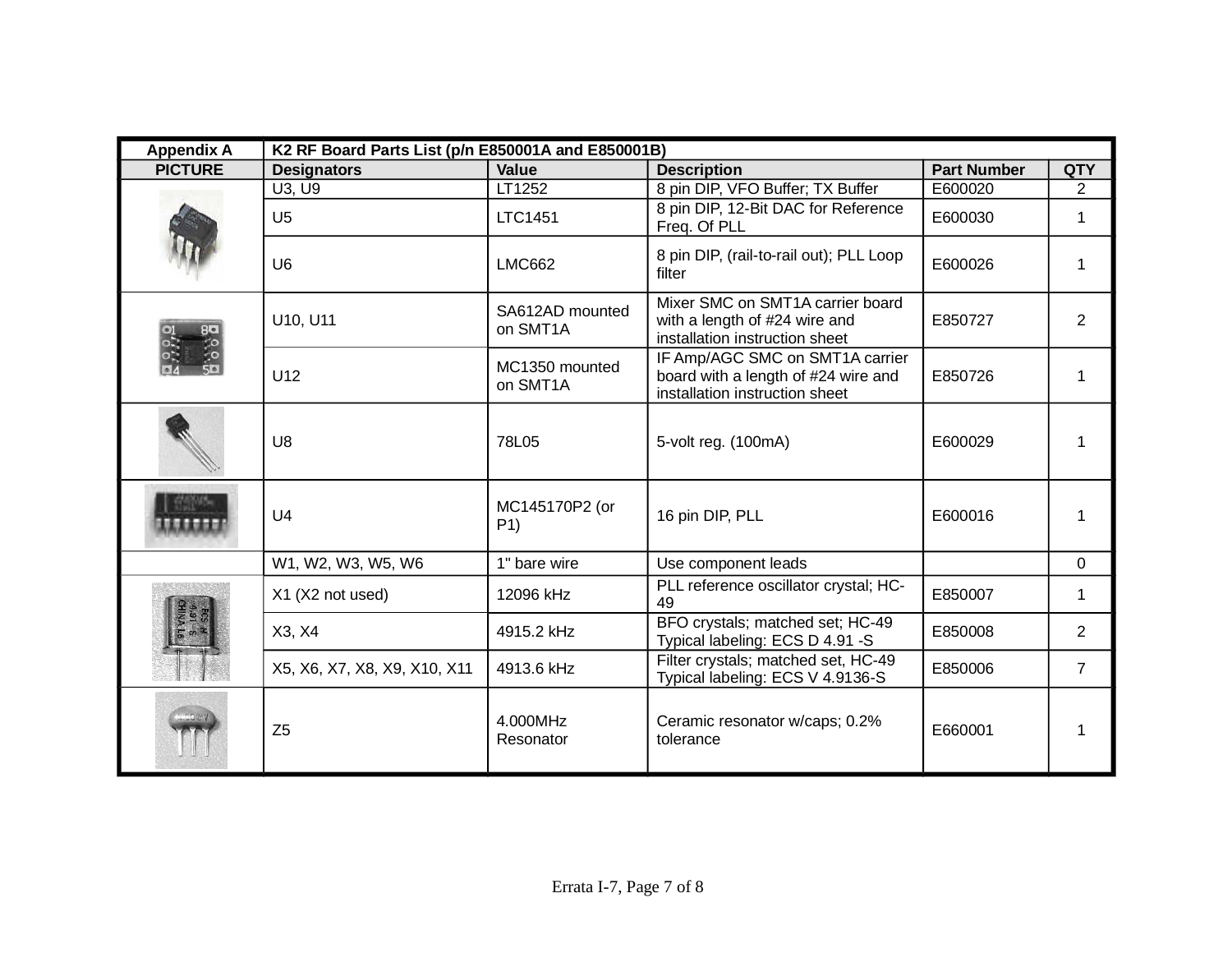| Appendix A | K2 RF Board Parts List (p/n E850001A and E850001B) | | | | |
|---|---|---|---|---|---|
| **PICTURE** | **Designators** | **Value** | **Description** | **Part Number** | **QTY** |
| | U3, U9 | LT1252 | 8 pin DIP, VFO Buffer; TX Buffer | E600020 | 2 |
| | U5 | LTC1451 | 8 pin DIP, 12-Bit DAC for Reference Freq. Of PLL | E600030 | 1 |
| | U6 | LMC662 | 8 pin DIP, (rail-to-rail out); PLL Loop filter | E600026 | 1 |
| | U10, U11 | SA612AD mounted on SMT1A | Mixer SMC on SMT1A carrier board with a length of #24 wire and installation instruction sheet | E850727 | 2 |
| | U12 | MC1350 mounted on SMT1A | IF Amp/AGC SMC on SMT1A carrier board with a length of #24 wire and installation instruction sheet | E850726 | 1 |
| | U8 | 78L05 | 5-volt reg. (100mA) | E600029 | 1 |
| | U4 | MC145170P2 (or P1) | 16 pin DIP, PLL | E600016 | 1 |
| | W1, W2, W3, W5, W6 | 1" bare wire | Use component leads | | 0 |
| | X1 (X2 not used) | 12096 kHz | PLL reference oscillator crystal; HC-49 | E850007 | 1 |
| | X3, X4 | 4915.2 kHz | BFO crystals; matched set; HC-49 Typical labeling: ECS D 4.91 -S | E850008 | 2 |
| | X5, X6, X7, X8, X9, X10, X11 | 4913.6 kHz | Filter crystals; matched set, HC-49 Typical labeling: ECS V 4.9136-S | E850006 | 7 |
| | Z5 | 4.000MHz Resonator | Ceramic resonator w/caps; 0.2% tolerance | E660001 | 1 |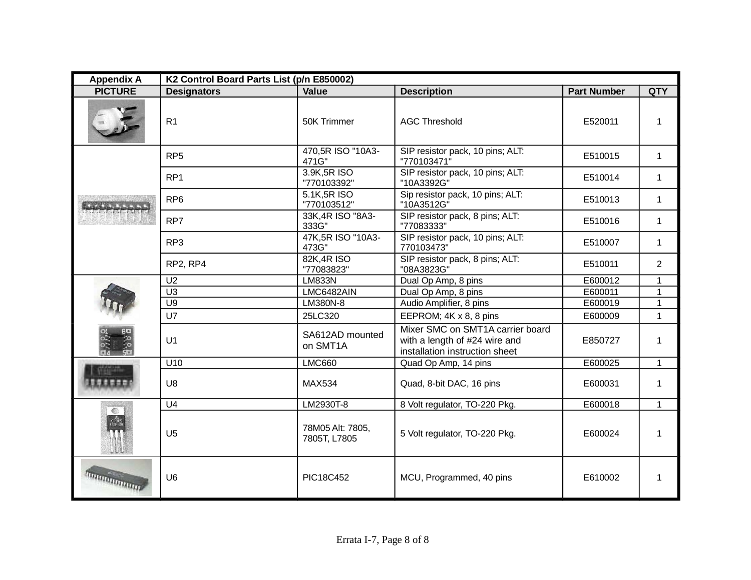| Appendix A | K2 Control Board Parts List (p/n E850002) | | | | |
|---|---|---|---|---|---|
| PICTURE | Designators | Value | Description | Part Number | QTY |
| | R1 | 50K Trimmer | AGC Threshold | E520011 | 1 |
| | RP5 | 470,5R ISO "10A3-471G" | SIP resistor pack, 10 pins; ALT: "770103471" | E510015 | 1 |
| | RP1 | 3.9K,5R ISO "770103392" | SIP resistor pack, 10 pins; ALT: "10A3392G" | E510014 | 1 |
| | RP6 | 5.1K,5R ISO "770103512" | Sip resistor pack, 10 pins; ALT: "10A3512G" | E510013 | 1 |
| | RP7 | 33K,4R ISO "8A3-333G" | SIP resistor pack, 8 pins; ALT: "77083333" | E510016 | 1 |
| | RP3 | 47K,5R ISO "10A3-473G" | SIP resistor pack, 10 pins; ALT: 770103473" | E510007 | 1 |
| | RP2, RP4 | 82K,4R ISO "77083823" | SIP resistor pack, 8 pins; ALT: "08A3823G" | E510011 | 2 |
| | U2 | LM833N | Dual Op Amp, 8 pins | E600012 | 1 |
| | U3 | LMC6482AIN | Dual Op Amp, 8 pins | E600011 | 1 |
| | U9 | LM380N-8 | Audio Amplifier, 8 pins | E600019 | 1 |
| | U7 | 25LC320 | EEPROM; 4K x 8, 8 pins | E600009 | 1 |
| | U1 | SA612AD mounted on SMT1A | Mixer SMC on SMT1A carrier board with a length of #24 wire and installation instruction sheet | E850727 | 1 |
| | U10 | LMC660 | Quad Op Amp, 14 pins | E600025 | 1 |
| | U8 | MAX534 | Quad, 8-bit DAC, 16 pins | E600031 | 1 |
| | U4 | LM2930T-8 | 8 Volt regulator, TO-220 Pkg. | E600018 | 1 |
| | U5 | 78M05 Alt: 7805, 7805T, L7805 | 5 Volt regulator, TO-220 Pkg. | E600024 | 1 |
| | U6 | PIC18C452 | MCU, Programmed, 40 pins | E610002 | 1 |